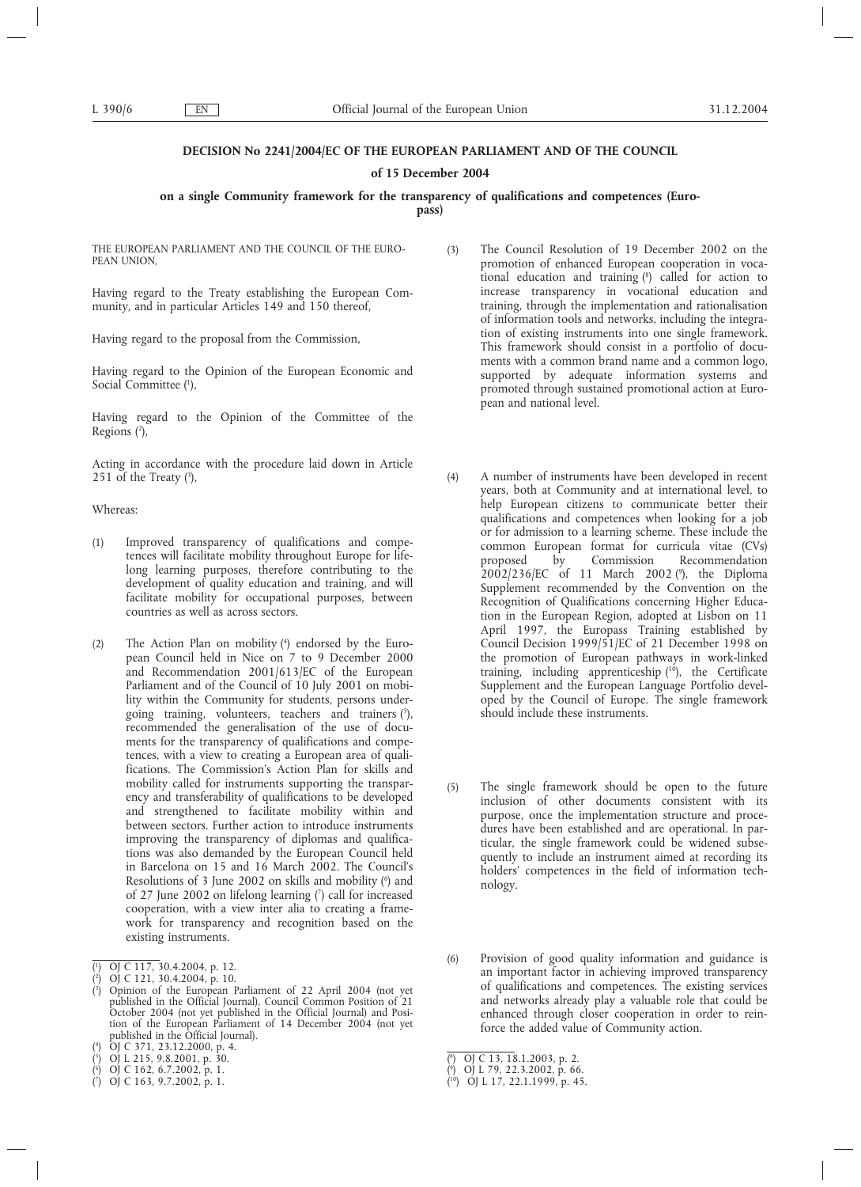# DECISION No 2241/2004/EC OF THE EUROPEAN PARLIAMENT AND OF THE COUNCIL

## of 15 December 2004

## on a single Community framework for the transparency of qualifications and competences (Europass)

THE EUROPEAN PARLIAMENT AND THE COUNCIL OF THE EUROPEAN UNION,

Having regard to the Treaty establishing the European Community, and in particular Articles 149 and 150 thereof,

Having regard to the proposal from the Commission,

Having regard to the Opinion of the European Economic and Social Committee [1],

Having regard to the Opinion of the Committee of the Regions [2],

Acting in accordance with the procedure laid down in Article 251 of the Treaty [3],

Whereas:

(1) Improved transparency of qualifications and competences will facilitate mobility throughout Europe for lifelong learning purposes, therefore contributing to the development of quality education and training, and will facilitate mobility for occupational purposes, between countries as well as across sectors.

(2) The Action Plan on mobility [4] endorsed by the European Council held in Nice on 7 to 9 December 2000 and Recommendation 2001/613/EC of the European Parliament and of the Council of 10 July 2001 on mobility within the Community for students, persons undergoing training, volunteers, teachers and trainers [5], recommended the generalisation of the use of documents for the transparency of qualifications and competences, with a view to creating a European area of qualifications. The Commission's Action Plan for skills and mobility called for instruments supporting the transparency and transferability of qualifications to be developed and strengthened to facilitate mobility within and between sectors. Further action to introduce instruments improving the transparency of diplomas and qualifications was also demanded by the European Council held in Barcelona on 15 and 16 March 2002. The Council's Resolutions of 3 June 2002 on skills and mobility [6] and of 27 June 2002 on lifelong learning [7] call for increased cooperation, with a view inter alia to creating a framework for transparency and recognition based on the existing instruments.

(3) The Council Resolution of 19 December 2002 on the promotion of enhanced European cooperation in vocational education and training [8] called for action to increase transparency in vocational education and training, through the implementation and rationalisation of information tools and networks, including the integration of existing instruments into one single framework. This framework should consist in a portfolio of documents with a common brand name and a common logo, supported by adequate information systems and promoted through sustained promotional action at European and national level.

(4) A number of instruments have been developed in recent years, both at Community and at international level, to help European citizens to communicate better their qualifications and competences when looking for a job or for admission to a learning scheme. These include the common European format for curricula vitae (CVs) proposed by Commission Recommendation 2002/236/EC of 11 March 2002 [9], the Diploma Supplement recommended by the Convention on the Recognition of Qualifications concerning Higher Education in the European Region, adopted at Lisbon on 11 April 1997, the Europass Training established by Council Decision 1999/51/EC of 21 December 1998 on the promotion of European pathways in work-linked training, including apprenticeship [10], the Certificate Supplement and the European Language Portfolio developed by the Council of Europe. The single framework should include these instruments.

(5) The single framework should be open to the future inclusion of other documents consistent with its purpose, once the implementation structure and procedures have been established and are operational. In particular, the single framework could be widened subsequently to include an instrument aimed at recording its holders' competences in the field of information technology.

(6) Provision of good quality information and guidance is an important factor in achieving improved transparency of qualifications and competences. The existing services and networks already play a valuable role that could be enhanced through closer cooperation in order to reinforce the added value of Community action.

---

[1] OJ C 117, 30.4.2004, p. 12.

[2] OJ C 121, 30.4.2004, p. 10.

[3] Opinion of the European Parliament of 22 April 2004 (not yet published in the Official Journal), Council Common Position of 21 October 2004 (not yet published in the Official Journal) and Position of the European Parliament of 14 December 2004 (not yet published in the Official Journal).

[4] OJ C 371, 23.12.2000, p. 4.

[5] OJ L 215, 9.8.2001, p. 30.

[6] OJ C 162, 6.7.2002, p. 1.

[7] OJ C 163, 9.7.2002, p. 1.

[8] OJ C 13, 18.1.2003, p. 2.

[9] OJ L 79, 22.3.2002, p. 66.

[10] OJ L 17, 22.1.1999, p. 45.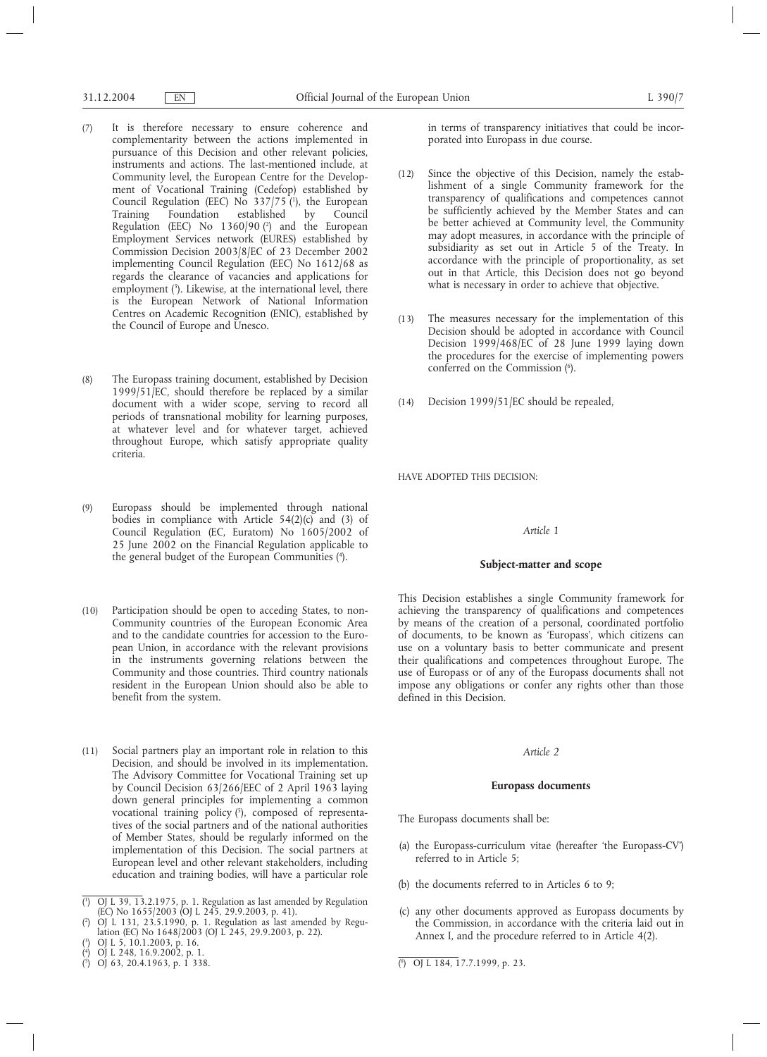(7) It is therefore necessary to ensure coherence and complementarity between the actions implemented in pursuance of this Decision and other relevant policies, instruments and actions. The last-mentioned include, at Community level, the European Centre for the Development of Vocational Training (Cedefop) established by Council Regulation (EEC) No 337/75 [1], the European Training Foundation established by Council Regulation (EEC) No 1360/90 [2] and the European Employment Services network (EURES) established by Commission Decision 2003/8/EC of 23 December 2002 implementing Council Regulation (EEC) No 1612/68 as regards the clearance of vacancies and applications for employment [3]. Likewise, at the international level, there is the European Network of National Information Centres on Academic Recognition (ENIC), established by the Council of Europe and Unesco.

(8) The Europass training document, established by Decision 1999/51/EC, should therefore be replaced by a similar document with a wider scope, serving to record all periods of transnational mobility for learning purposes, at whatever level and for whatever target, achieved throughout Europe, which satisfy appropriate quality criteria.

(9) Europass should be implemented through national bodies in compliance with Article 54(2)(c) and (3) of Council Regulation (EC, Euratom) No 1605/2002 of 25 June 2002 on the Financial Regulation applicable to the general budget of the European Communities [4].

(10) Participation should be open to acceding States, to non-Community countries of the European Economic Area and to the candidate countries for accession to the European Union, in accordance with the relevant provisions in the instruments governing relations between the Community and those countries. Third country nationals resident in the European Union should also be able to benefit from the system.

(11) Social partners play an important role in relation to this Decision, and should be involved in its implementation. The Advisory Committee for Vocational Training set up by Council Decision 63/266/EEC of 2 April 1963 laying down general principles for implementing a common vocational training policy [5], composed of representatives of the social partners and of the national authorities of Member States, should be regularly informed on the implementation of this Decision. The social partners at European level and other relevant stakeholders, including education and training bodies, will have a particular role in terms of transparency initiatives that could be incorporated into Europass in due course.

(12) Since the objective of this Decision, namely the establishment of a single Community framework for the transparency of qualifications and competences cannot be sufficiently achieved by the Member States and can be better achieved at Community level, the Community may adopt measures, in accordance with the principle of subsidiarity as set out in Article 5 of the Treaty. In accordance with the principle of proportionality, as set out in that Article, this Decision does not go beyond what is necessary in order to achieve that objective.

(13) The measures necessary for the implementation of this Decision should be adopted in accordance with Council Decision 1999/468/EC of 28 June 1999 laying down the procedures for the exercise of implementing powers conferred on the Commission [6].

(14) Decision 1999/51/EC should be repealed,

HAVE ADOPTED THIS DECISION:

*Article 1*

**Subject-matter and scope**

This Decision establishes a single Community framework for achieving the transparency of qualifications and competences by means of the creation of a personal, coordinated portfolio of documents, to be known as 'Europass', which citizens can use on a voluntary basis to better communicate and present their qualifications and competences throughout Europe. The use of Europass or of any of the Europass documents shall not impose any obligations or confer any rights other than those defined in this Decision.

*Article 2*

**Europass documents**

The Europass documents shall be:

(a) the Europass-curriculum vitae (hereafter 'the Europass-CV') referred to in Article 5;

(b) the documents referred to in Articles 6 to 9;

(c) any other documents approved as Europass documents by the Commission, in accordance with the criteria laid out in Annex I, and the procedure referred to in Article 4(2).

---

[1] OJ L 39, 13.2.1975, p. 1. Regulation as last amended by Regulation (EC) No 1655/2003 (OJ L 245, 29.9.2003, p. 41).

[2] OJ L 131, 23.5.1990, p. 1. Regulation as last amended by Regulation (EC) No 1648/2003 (OJ L 245, 29.9.2003, p. 22).

[3] OJ L 5, 10.1.2003, p. 16.

[4] OJ L 248, 16.9.2002, p. 1.

[5] OJ 63, 20.4.1963, p. 1 338.

[6] OJ L 184, 17.7.1999, p. 23.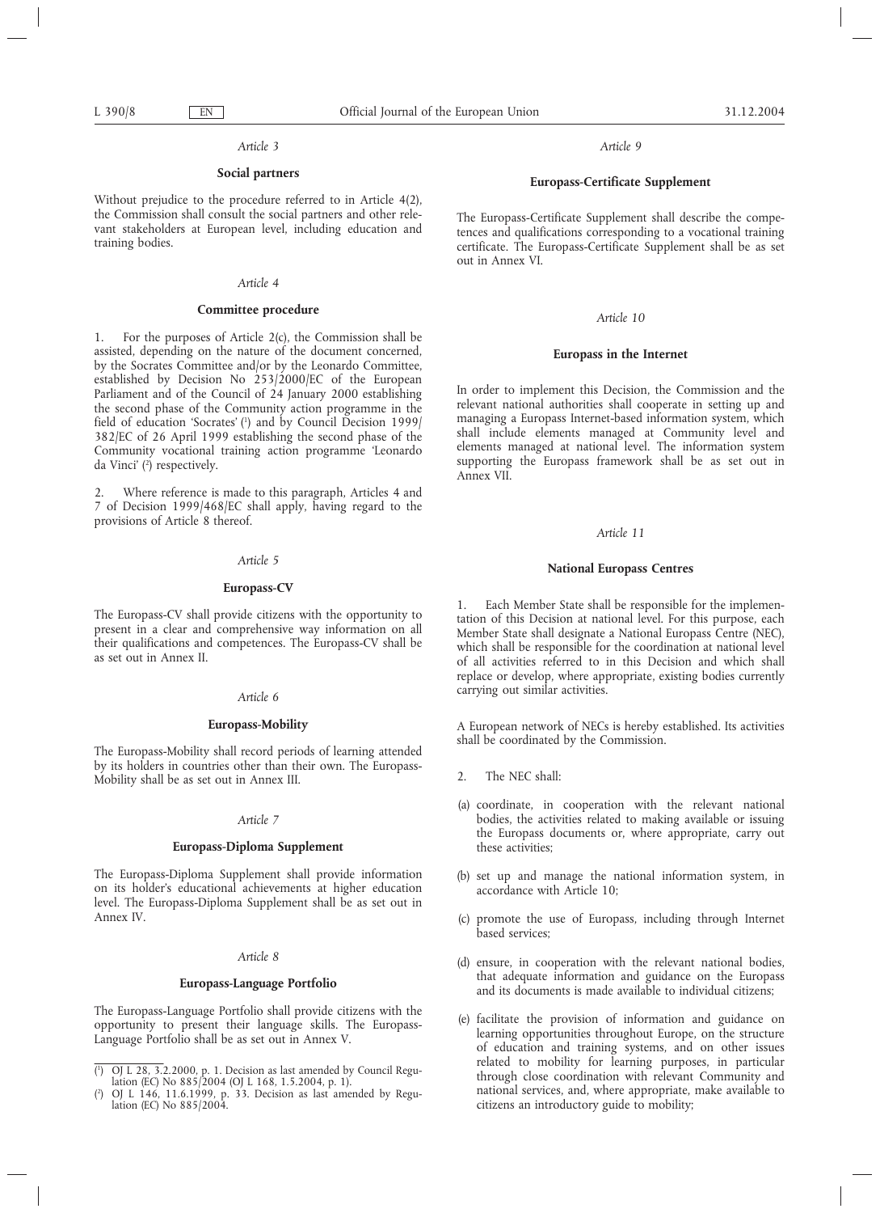*Article 3*

**Social partners**

Without prejudice to the procedure referred to in Article 4(2), the Commission shall consult the social partners and other relevant stakeholders at European level, including education and training bodies.

*Article 4*

**Committee procedure**

1. For the purposes of Article 2(c), the Commission shall be assisted, depending on the nature of the document concerned, by the Socrates Committee and/or by the Leonardo Committee, established by Decision No 253/2000/EC of the European Parliament and of the Council of 24 January 2000 establishing the second phase of the Community action programme in the field of education 'Socrates' [1] and by Council Decision 1999/382/EC of 26 April 1999 establishing the second phase of the Community vocational training action programme 'Leonardo da Vinci' [2] respectively.

2. Where reference is made to this paragraph, Articles 4 and 7 of Decision 1999/468/EC shall apply, having regard to the provisions of Article 8 thereof.

*Article 5*

**Europass-CV**

The Europass-CV shall provide citizens with the opportunity to present in a clear and comprehensive way information on all their qualifications and competences. The Europass-CV shall be as set out in Annex II.

*Article 6*

**Europass-Mobility**

The Europass-Mobility shall record periods of learning attended by its holders in countries other than their own. The Europass-Mobility shall be as set out in Annex III.

*Article 7*

**Europass-Diploma Supplement**

The Europass-Diploma Supplement shall provide information on its holder's educational achievements at higher education level. The Europass-Diploma Supplement shall be as set out in Annex IV.

*Article 8*

**Europass-Language Portfolio**

The Europass-Language Portfolio shall provide citizens with the opportunity to present their language skills. The Europass-Language Portfolio shall be as set out in Annex V.

*Article 9*

**Europass-Certificate Supplement**

The Europass-Certificate Supplement shall describe the competences and qualifications corresponding to a vocational training certificate. The Europass-Certificate Supplement shall be as set out in Annex VI.

*Article 10*

**Europass in the Internet**

In order to implement this Decision, the Commission and the relevant national authorities shall cooperate in setting up and managing a Europass Internet-based information system, which shall include elements managed at Community level and elements managed at national level. The information system supporting the Europass framework shall be as set out in Annex VII.

*Article 11*

**National Europass Centres**

1. Each Member State shall be responsible for the implementation of this Decision at national level. For this purpose, each Member State shall designate a National Europass Centre (NEC), which shall be responsible for the coordination at national level of all activities referred to in this Decision and which shall replace or develop, where appropriate, existing bodies currently carrying out similar activities.

A European network of NECs is hereby established. Its activities shall be coordinated by the Commission.

2. The NEC shall:

(a) coordinate, in cooperation with the relevant national bodies, the activities related to making available or issuing the Europass documents or, where appropriate, carry out these activities;

(b) set up and manage the national information system, in accordance with Article 10;

(c) promote the use of Europass, including through Internet based services;

(d) ensure, in cooperation with the relevant national bodies, that adequate information and guidance on the Europass and its documents is made available to individual citizens;

(e) facilitate the provision of information and guidance on learning opportunities throughout Europe, on the structure of education and training systems, and on other issues related to mobility for learning purposes, in particular through close coordination with relevant Community and national services, and, where appropriate, make available to citizens an introductory guide to mobility;

---

[1] OJ L 28, 3.2.2000, p. 1. Decision as last amended by Council Regulation (EC) No 885/2004 (OJ L 168, 1.5.2004, p. 1).

[2] OJ L 146, 11.6.1999, p. 33. Decision as last amended by Regulation (EC) No 885/2004.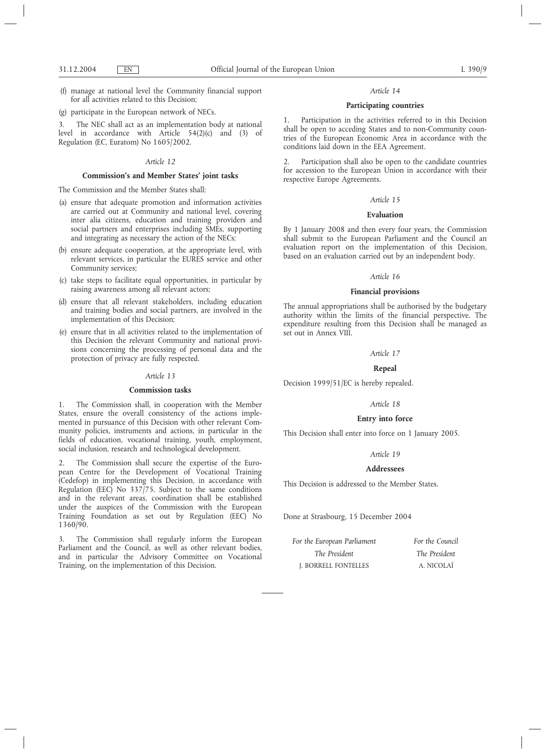(f) manage at national level the Community financial support for all activities related to this Decision;

(g) participate in the European network of NECs.

3. The NEC shall act as an implementation body at national level in accordance with Article 54(2)(c) and (3) of Regulation (EC, Euratom) No 1605/2002.

*Article 12*

**Commission's and Member States' joint tasks**

The Commission and the Member States shall:

(a) ensure that adequate promotion and information activities are carried out at Community and national level, covering inter alia citizens, education and training providers and social partners and enterprises including SMEs, supporting and integrating as necessary the action of the NECs;

(b) ensure adequate cooperation, at the appropriate level, with relevant services, in particular the EURES service and other Community services;

(c) take steps to facilitate equal opportunities, in particular by raising awareness among all relevant actors;

(d) ensure that all relevant stakeholders, including education and training bodies and social partners, are involved in the implementation of this Decision;

(e) ensure that in all activities related to the implementation of this Decision the relevant Community and national provisions concerning the processing of personal data and the protection of privacy are fully respected.

*Article 13*

**Commission tasks**

1. The Commission shall, in cooperation with the Member States, ensure the overall consistency of the actions implemented in pursuance of this Decision with other relevant Community policies, instruments and actions, in particular in the fields of education, vocational training, youth, employment, social inclusion, research and technological development.

2. The Commission shall secure the expertise of the European Centre for the Development of Vocational Training (Cedefop) in implementing this Decision, in accordance with Regulation (EEC) No 337/75. Subject to the same conditions and in the relevant areas, coordination shall be established under the auspices of the Commission with the European Training Foundation as set out by Regulation (EEC) No 1360/90.

3. The Commission shall regularly inform the European Parliament and the Council, as well as other relevant bodies, and in particular the Advisory Committee on Vocational Training, on the implementation of this Decision.

*Article 14*

**Participating countries**

1. Participation in the activities referred to in this Decision shall be open to acceding States and to non-Community countries of the European Economic Area in accordance with the conditions laid down in the EEA Agreement.

2. Participation shall also be open to the candidate countries for accession to the European Union in accordance with their respective Europe Agreements.

*Article 15*

**Evaluation**

By 1 January 2008 and then every four years, the Commission shall submit to the European Parliament and the Council an evaluation report on the implementation of this Decision, based on an evaluation carried out by an independent body.

*Article 16*

**Financial provisions**

The annual appropriations shall be authorised by the budgetary authority within the limits of the financial perspective. The expenditure resulting from this Decision shall be managed as set out in Annex VIII.

*Article 17*

**Repeal**

Decision 1999/51/EC is hereby repealed.

*Article 18*

**Entry into force**

This Decision shall enter into force on 1 January 2005.

*Article 19*

**Addressees**

This Decision is addressed to the Member States.

Done at Strasbourg, 15 December 2004

| *For the European Parliament* | *For the Council* |
|---|---|
| *The President* | *The President* |
| J. BORRELL FONTELLES | A. NICOLAÏ |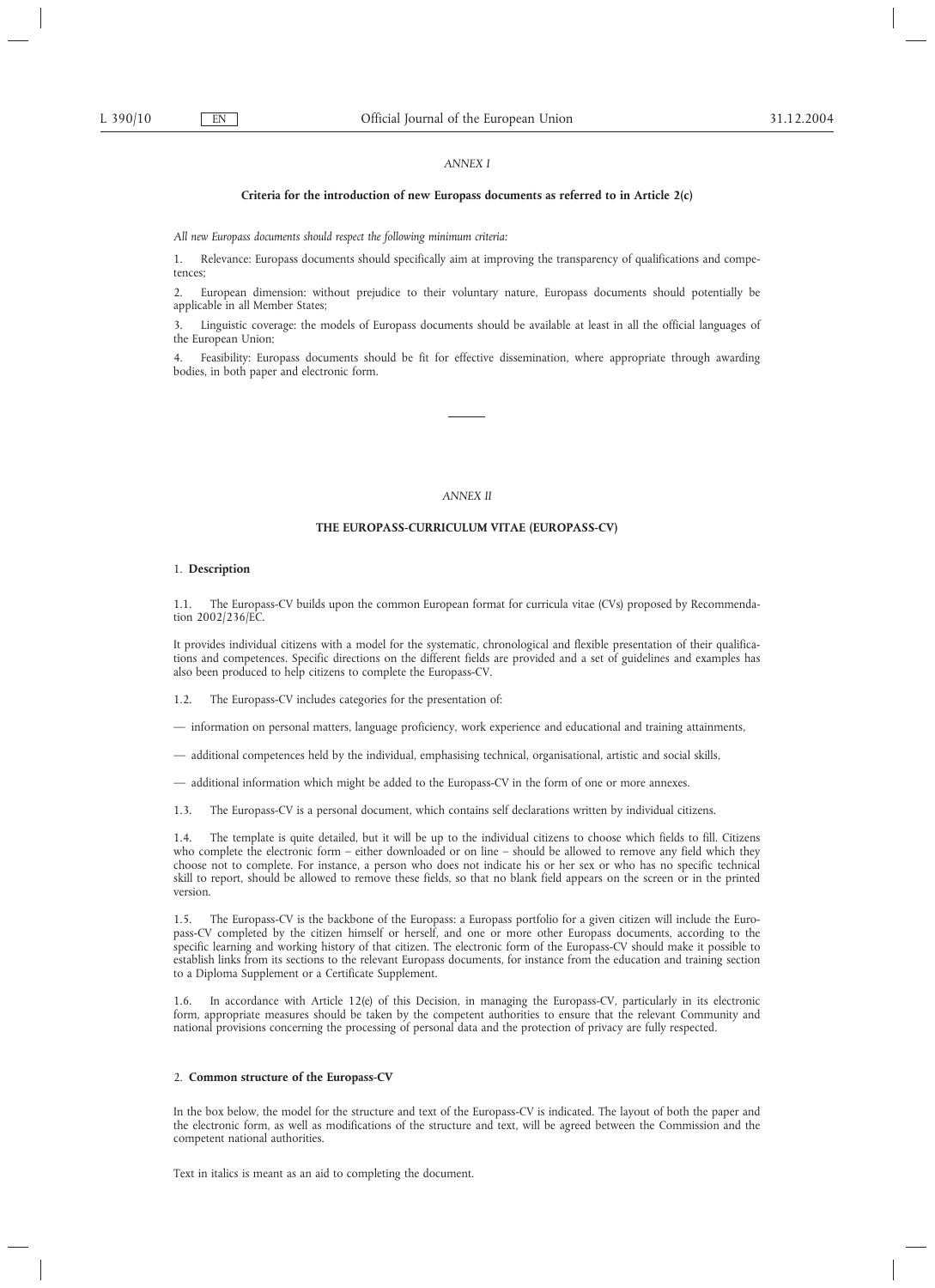*ANNEX I*

**Criteria for the introduction of new Europass documents as referred to in Article 2(c)**

*All new Europass documents should respect the following minimum criteria:*

1. Relevance: Europass documents should specifically aim at improving the transparency of qualifications and competences;

2. European dimension: without prejudice to their voluntary nature, Europass documents should potentially be applicable in all Member States;

3. Linguistic coverage: the models of Europass documents should be available at least in all the official languages of the European Union;

4. Feasibility: Europass documents should be fit for effective dissemination, where appropriate through awarding bodies, in both paper and electronic form.

---

*ANNEX II*

**THE EUROPASS-CURRICULUM VITAE (EUROPASS-CV)**

1. **Description**

1.1. The Europass-CV builds upon the common European format for curricula vitae (CVs) proposed by Recommendation 2002/236/EC.

It provides individual citizens with a model for the systematic, chronological and flexible presentation of their qualifications and competences. Specific directions on the different fields are provided and a set of guidelines and examples has also been produced to help citizens to complete the Europass-CV.

1.2. The Europass-CV includes categories for the presentation of:

— information on personal matters, language proficiency, work experience and educational and training attainments,

— additional competences held by the individual, emphasising technical, organisational, artistic and social skills,

— additional information which might be added to the Europass-CV in the form of one or more annexes.

1.3. The Europass-CV is a personal document, which contains self declarations written by individual citizens.

1.4. The template is quite detailed, but it will be up to the individual citizens to choose which fields to fill. Citizens who complete the electronic form – either downloaded or on line – should be allowed to remove any field which they choose not to complete. For instance, a person who does not indicate his or her sex or who has no specific technical skill to report, should be allowed to remove these fields, so that no blank field appears on the screen or in the printed version.

1.5. The Europass-CV is the backbone of the Europass: a Europass portfolio for a given citizen will include the Europass-CV completed by the citizen himself or herself, and one or more other Europass documents, according to the specific learning and working history of that citizen. The electronic form of the Europass-CV should make it possible to establish links from its sections to the relevant Europass documents, for instance from the education and training section to a Diploma Supplement or a Certificate Supplement.

1.6. In accordance with Article 12(e) of this Decision, in managing the Europass-CV, particularly in its electronic form, appropriate measures should be taken by the competent authorities to ensure that the relevant Community and national provisions concerning the processing of personal data and the protection of privacy are fully respected.

2. **Common structure of the Europass-CV**

In the box below, the model for the structure and text of the Europass-CV is indicated. The layout of both the paper and the electronic form, as well as modifications of the structure and text, will be agreed between the Commission and the competent national authorities.

Text in italics is meant as an aid to completing the document.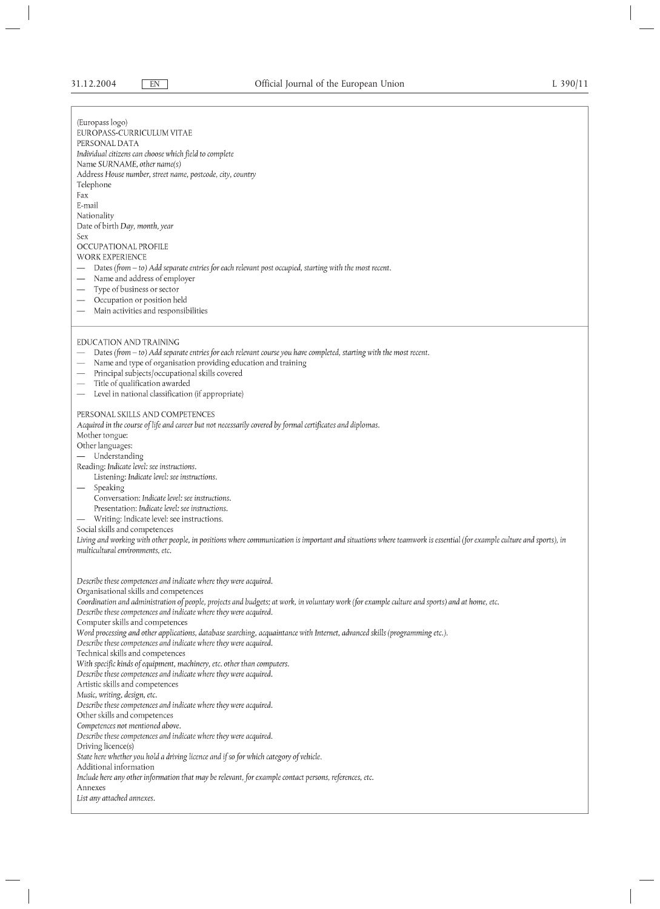(Europass logo)

EUROPASS-CURRICULUM VITAE

PERSONAL DATA

*Individual citizens can choose which field to complete*

Name *SURNAME, other name(s)*

Address *House number, street name, postcode, city, country*

Telephone

Fax

E-mail

Nationality

Date of birth *Day, month, year*

Sex

OCCUPATIONAL PROFILE

WORK EXPERIENCE

- Dates *(from – to) Add separate entries for each relevant post occupied, starting with the most recent.*
- Name and address of employer
- Type of business or sector
- Occupation or position held
- Main activities and responsibilities

EDUCATION AND TRAINING

- Dates *(from – to) Add separate entries for each relevant course you have completed, starting with the most recent.*
- Name and type of organisation providing education and training
- Principal subjects/occupational skills covered
- Title of qualification awarded
- Level in national classification (if appropriate)

PERSONAL SKILLS AND COMPETENCES

*Acquired in the course of life and career but not necessarily covered by formal certificates and diplomas.*

Mother tongue:

Other languages:

- Understanding

Reading: *Indicate level: see instructions.*

Listening: *Indicate level: see instructions.*

- Speaking

Conversation: *Indicate level: see instructions.*

Presentation: *Indicate level: see instructions.*

- Writing: Indicate level: see instructions.

Social skills and competences

*Living and working with other people, in positions where communication is important and situations where teamwork is essential (for example culture and sports), in multicultural environments, etc.*

*Describe these competences and indicate where they were acquired.*

Organisational skills and competences

*Coordination and administration of people, projects and budgets; at work, in voluntary work (for example culture and sports) and at home, etc.*

*Describe these competences and indicate where they were acquired.*

Computer skills and competences

*Word processing and other applications, database searching, acquaintance with Internet, advanced skills (programming etc.).*

*Describe these competences and indicate where they were acquired.*

Technical skills and competences

*With specific kinds of equipment, machinery, etc. other than computers.*

*Describe these competences and indicate where they were acquired.*

Artistic skills and competences

*Music, writing, design, etc.*

*Describe these competences and indicate where they were acquired.*

Other skills and competences

*Competences not mentioned above.*

*Describe these competences and indicate where they were acquired.*

Driving licence(s)

*State here whether you hold a driving licence and if so for which category of vehicle.*

Additional information

*Include here any other information that may be relevant, for example contact persons, references, etc.*

Annexes

*List any attached annexes.*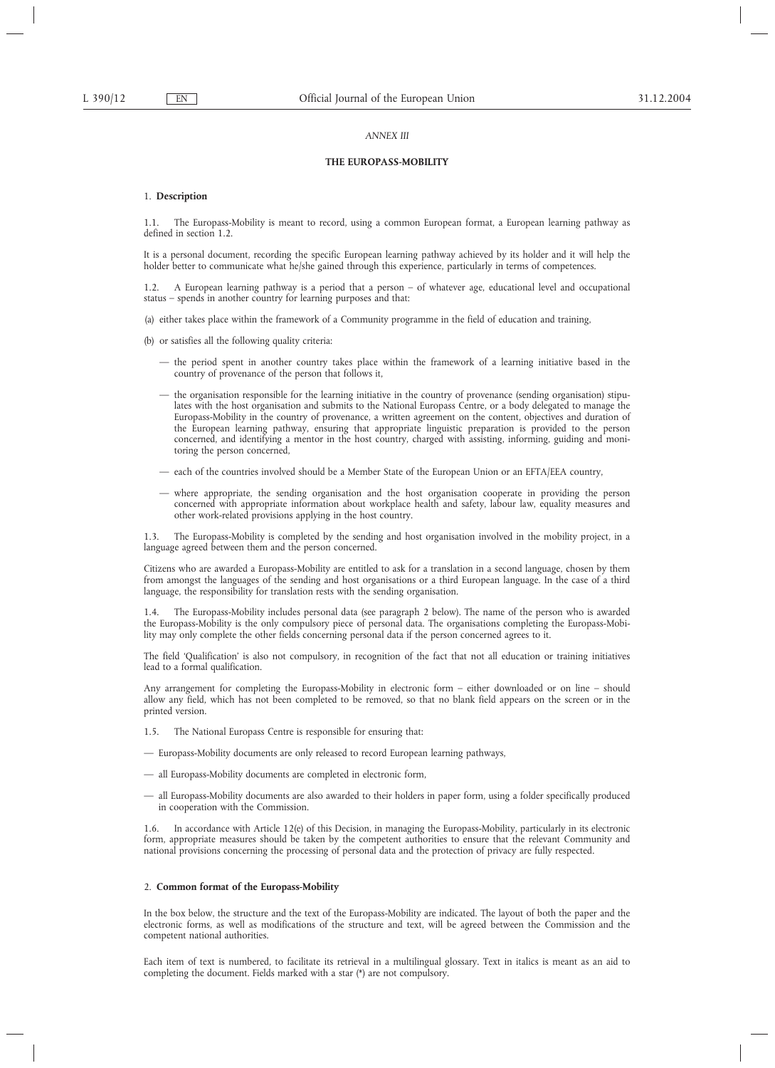*ANNEX III*

**THE EUROPASS-MOBILITY**

1. **Description**

1.1. The Europass-Mobility is meant to record, using a common European format, a European learning pathway as defined in section 1.2.

It is a personal document, recording the specific European learning pathway achieved by its holder and it will help the holder better to communicate what he/she gained through this experience, particularly in terms of competences.

1.2. A European learning pathway is a period that a person — of whatever age, educational level and occupational status — spends in another country for learning purposes and that:

(a) either takes place within the framework of a Community programme in the field of education and training,

(b) or satisfies all the following quality criteria:

— the period spent in another country takes place within the framework of a learning initiative based in the country of provenance of the person that follows it,

— the organisation responsible for the learning initiative in the country of provenance (sending organisation) stipulates with the host organisation and submits to the National Europass Centre, or a body delegated to manage the Europass-Mobility in the country of provenance, a written agreement on the content, objectives and duration of the European learning pathway, ensuring that appropriate linguistic preparation is provided to the person concerned, and identifying a mentor in the host country, charged with assisting, informing, guiding and monitoring the person concerned,

— each of the countries involved should be a Member State of the European Union or an EFTA/EEA country,

— where appropriate, the sending organisation and the host organisation cooperate in providing the person concerned with appropriate information about workplace health and safety, labour law, equality measures and other work-related provisions applying in the host country.

1.3. The Europass-Mobility is completed by the sending and host organisation involved in the mobility project, in a language agreed between them and the person concerned.

Citizens who are awarded a Europass-Mobility are entitled to ask for a translation in a second language, chosen by them from amongst the languages of the sending and host organisations or a third European language. In the case of a third language, the responsibility for translation rests with the sending organisation.

1.4. The Europass-Mobility includes personal data (see paragraph 2 below). The name of the person who is awarded the Europass-Mobility is the only compulsory piece of personal data. The organisations completing the Europass-Mobility may only complete the other fields concerning personal data if the person concerned agrees to it.

The field 'Qualification' is also not compulsory, in recognition of the fact that not all education or training initiatives lead to a formal qualification.

Any arrangement for completing the Europass-Mobility in electronic form – either downloaded or on line – should allow any field, which has not been completed to be removed, so that no blank field appears on the screen or in the printed version.

1.5. The National Europass Centre is responsible for ensuring that:

— Europass-Mobility documents are only released to record European learning pathways,

— all Europass-Mobility documents are completed in electronic form,

— all Europass-Mobility documents are also awarded to their holders in paper form, using a folder specifically produced in cooperation with the Commission.

1.6. In accordance with Article 12(e) of this Decision, in managing the Europass-Mobility, particularly in its electronic form, appropriate measures should be taken by the competent authorities to ensure that the relevant Community and national provisions concerning the processing of personal data and the protection of privacy are fully respected.

2. **Common format of the Europass-Mobility**

In the box below, the structure and the text of the Europass-Mobility are indicated. The layout of both the paper and the electronic forms, as well as modifications of the structure and text, will be agreed between the Commission and the competent national authorities.

Each item of text is numbered, to facilitate its retrieval in a multilingual glossary. Text in italics is meant as an aid to completing the document. Fields marked with a star (*) are not compulsory.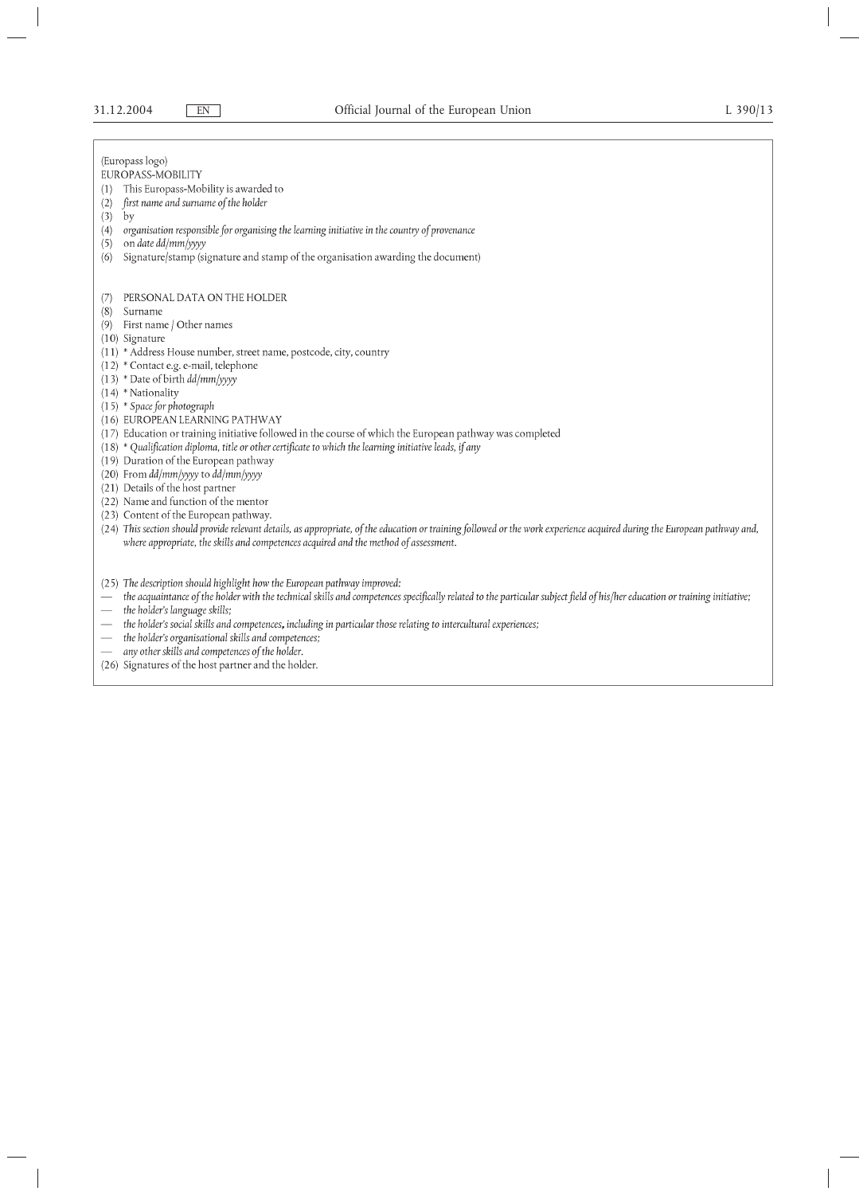(Europass logo)
EUROPASS-MOBILITY

(1) This Europass-Mobility is awarded to
(2) *first name and surname of the holder*
(3) by
(4) *organisation responsible for organising the learning initiative in the country of provenance*
(5) on *date dd/mm/yyyy*
(6) Signature/stamp (signature and stamp of the organisation awarding the document)

(7) PERSONAL DATA ON THE HOLDER
(8) Surname
(9) First name / Other names
(10) Signature
(11) * Address House number, street name, postcode, city, country
(12) * Contact e.g. e-mail, telephone
(13) * Date of birth *dd/mm/yyyy*
(14) * Nationality
(15) * *Space for photograph*
(16) EUROPEAN LEARNING PATHWAY
(17) Education or training initiative followed in the course of which the European pathway was completed
(18) * *Qualification diploma, title or other certificate to which the learning initiative leads, if any*
(19) Duration of the European pathway
(20) From *dd/mm/yyyy* to *dd/mm/yyyy*
(21) Details of the host partner
(22) Name and function of the mentor
(23) Content of the European pathway.
(24) *This section should provide relevant details, as appropriate, of the education or training followed or the work experience acquired during the European pathway and, where appropriate, the skills and competences acquired and the method of assessment.*

(25) *The description should highlight how the European pathway improved:*

— *the acquaintance of the holder with the technical skills and competences specifically related to the particular subject field of his/her education or training initiative;*
— *the holder's language skills;*
— *the holder's social skills and competences, including in particular those relating to intercultural experiences;*
— *the holder's organisational skills and competences;*
— *any other skills and competences of the holder.*

(26) Signatures of the host partner and the holder.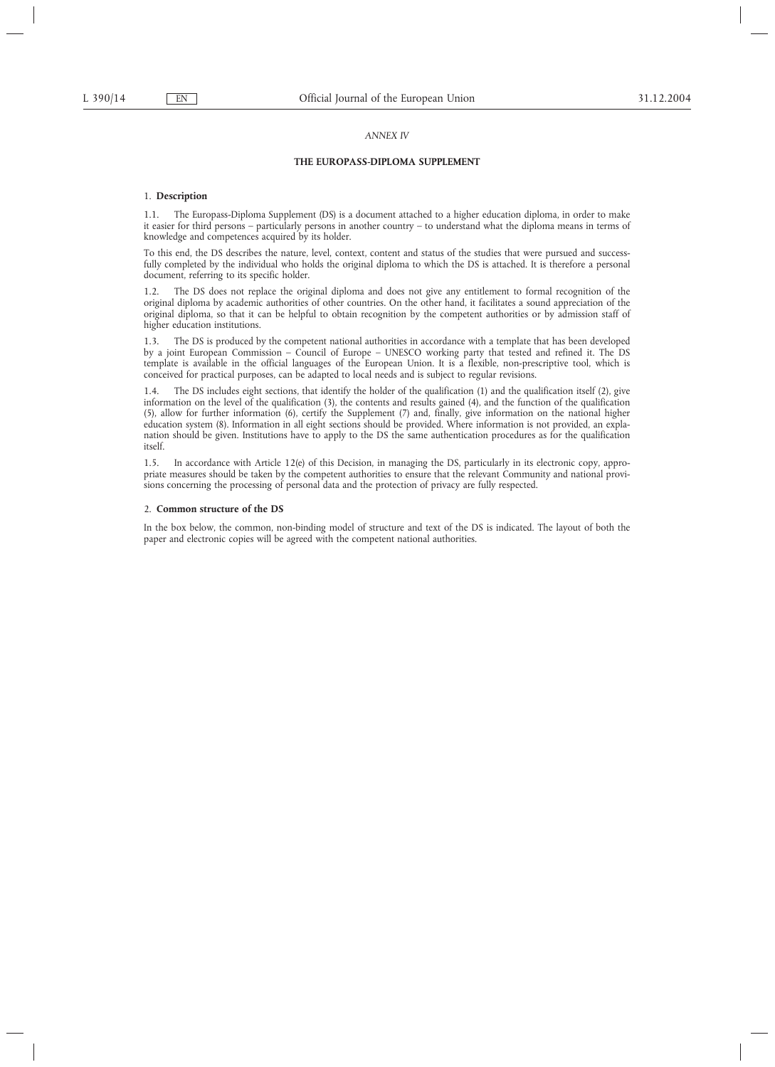*ANNEX IV*

**THE EUROPASS-DIPLOMA SUPPLEMENT**

1. **Description**

1.1. The Europass-Diploma Supplement (DS) is a document attached to a higher education diploma, in order to make it easier for third persons – particularly persons in another country – to understand what the diploma means in terms of knowledge and competences acquired by its holder.

To this end, the DS describes the nature, level, context, content and status of the studies that were pursued and successfully completed by the individual who holds the original diploma to which the DS is attached. It is therefore a personal document, referring to its specific holder.

1.2. The DS does not replace the original diploma and does not give any entitlement to formal recognition of the original diploma by academic authorities of other countries. On the other hand, it facilitates a sound appreciation of the original diploma, so that it can be helpful to obtain recognition by the competent authorities or by admission staff of higher education institutions.

1.3. The DS is produced by the competent national authorities in accordance with a template that has been developed by a joint European Commission – Council of Europe – UNESCO working party that tested and refined it. The DS template is available in the official languages of the European Union. It is a flexible, non-prescriptive tool, which is conceived for practical purposes, can be adapted to local needs and is subject to regular revisions.

1.4. The DS includes eight sections, that identify the holder of the qualification (1) and the qualification itself (2), give information on the level of the qualification (3), the contents and results gained (4), and the function of the qualification (5), allow for further information (6), certify the Supplement (7) and, finally, give information on the national higher education system (8). Information in all eight sections should be provided. Where information is not provided, an explanation should be given. Institutions have to apply to the DS the same authentication procedures as for the qualification itself.

1.5. In accordance with Article 12(e) of this Decision, in managing the DS, particularly in its electronic copy, appropriate measures should be taken by the competent authorities to ensure that the relevant Community and national provisions concerning the processing of personal data and the protection of privacy are fully respected.

2. **Common structure of the DS**

In the box below, the common, non-binding model of structure and text of the DS is indicated. The layout of both the paper and electronic copies will be agreed with the competent national authorities.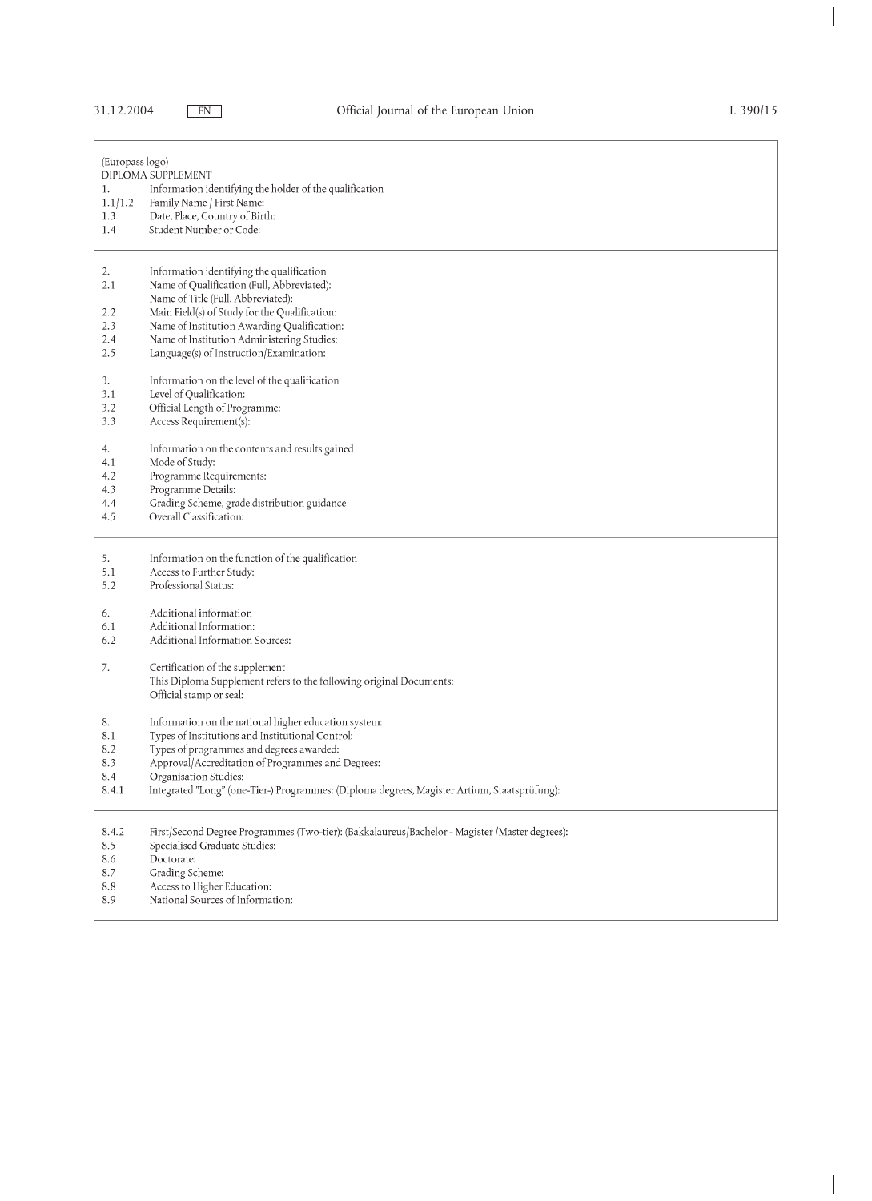(Europass logo)

DIPLOMA SUPPLEMENT

1. Information identifying the holder of the qualification
1.1/1.2 Family Name / First Name:
1.3 Date, Place, Country of Birth:
1.4 Student Number or Code:

2. Information identifying the qualification
2.1 Name of Qualification (Full, Abbreviated):
Name of Title (Full, Abbreviated):
2.2 Main Field(s) of Study for the Qualification:
2.3 Name of Institution Awarding Qualification:
2.4 Name of Institution Administering Studies:
2.5 Language(s) of Instruction/Examination:

3. Information on the level of the qualification
3.1 Level of Qualification:
3.2 Official Length of Programme:
3.3 Access Requirement(s):

4. Information on the contents and results gained
4.1 Mode of Study:
4.2 Programme Requirements:
4.3 Programme Details:
4.4 Grading Scheme, grade distribution guidance
4.5 Overall Classification:

5. Information on the function of the qualification
5.1 Access to Further Study:
5.2 Professional Status:

6. Additional information
6.1 Additional Information:
6.2 Additional Information Sources:

7. Certification of the supplement
This Diploma Supplement refers to the following original Documents:
Official stamp or seal:

8. Information on the national higher education system:
8.1 Types of Institutions and Institutional Control:
8.2 Types of programmes and degrees awarded:
8.3 Approval/Accreditation of Programmes and Degrees:
8.4 Organisation Studies:
8.4.1 Integrated "Long" (one-Tier-) Programmes: (Diploma degrees, Magister Artium, Staatsprüfung):

8.4.2 First/Second Degree Programmes (Two-tier): (Bakkalaureus/Bachelor - Magister /Master degrees):
8.5 Specialised Graduate Studies:
8.6 Doctorate:
8.7 Grading Scheme:
8.8 Access to Higher Education:
8.9 National Sources of Information: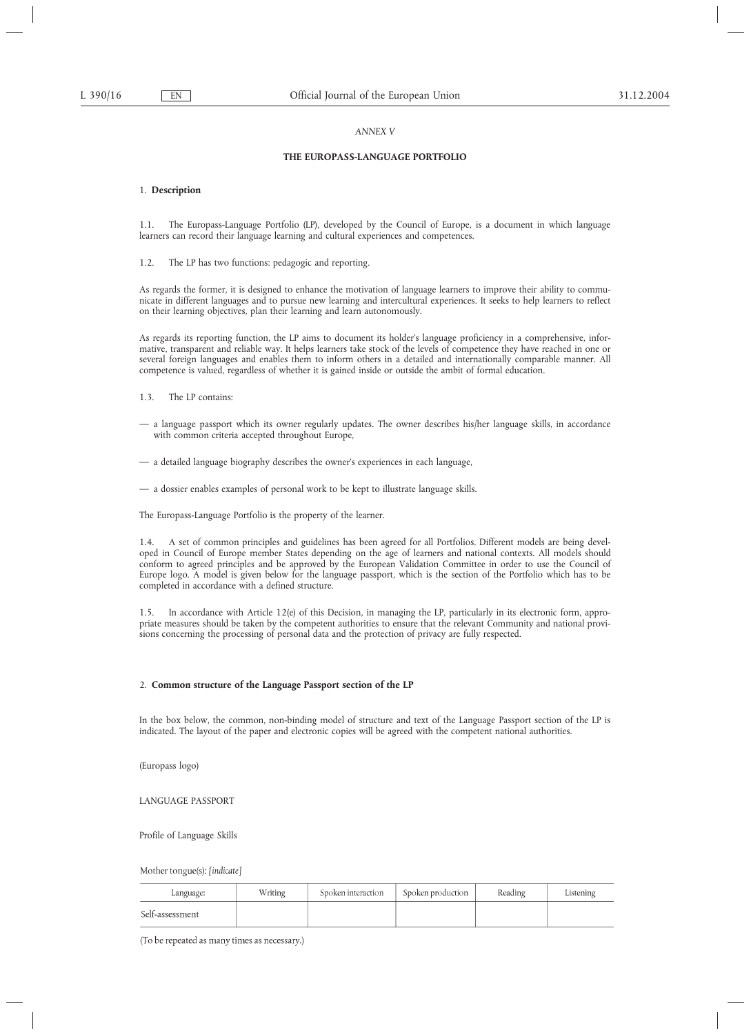*ANNEX V*

# THE EUROPASS-LANGUAGE PORTFOLIO

## 1. **Description**

1.1. The Europass-Language Portfolio (LP), developed by the Council of Europe, is a document in which language learners can record their language learning and cultural experiences and competences.

1.2. The LP has two functions: pedagogic and reporting.

As regards the former, it is designed to enhance the motivation of language learners to improve their ability to communicate in different languages and to pursue new learning and intercultural experiences. It seeks to help learners to reflect on their learning objectives, plan their learning and learn autonomously.

As regards its reporting function, the LP aims to document its holder's language proficiency in a comprehensive, informative, transparent and reliable way. It helps learners take stock of the levels of competence they have reached in one or several foreign languages and enables them to inform others in a detailed and internationally comparable manner. All competence is valued, regardless of whether it is gained inside or outside the ambit of formal education.

1.3. The LP contains:

— a language passport which its owner regularly updates. The owner describes his/her language skills, in accordance with common criteria accepted throughout Europe,

— a detailed language biography describes the owner's experiences in each language,

— a dossier enables examples of personal work to be kept to illustrate language skills.

The Europass-Language Portfolio is the property of the learner.

1.4. A set of common principles and guidelines has been agreed for all Portfolios. Different models are being developed in Council of Europe member States depending on the age of learners and national contexts. All models should conform to agreed principles and be approved by the European Validation Committee in order to use the Council of Europe logo. A model is given below for the language passport, which is the section of the Portfolio which has to be completed in accordance with a defined structure.

1.5. In accordance with Article 12(e) of this Decision, in managing the LP, particularly in its electronic form, appropriate measures should be taken by the competent authorities to ensure that the relevant Community and national provisions concerning the processing of personal data and the protection of privacy are fully respected.

## 2. **Common structure of the Language Passport section of the LP**

In the box below, the common, non-binding model of structure and text of the Language Passport section of the LP is indicated. The layout of the paper and electronic copies will be agreed with the competent national authorities.

(Europass logo)

LANGUAGE PASSPORT

Profile of Language Skills

Mother tongue(s): *[indicate]*

| Language: | Writing | Spoken interaction | Spoken production | Reading | Listening |
|---|---|---|---|---|---|
| Self-assessment | | | | | |

(To be repeated as many times as necessary.)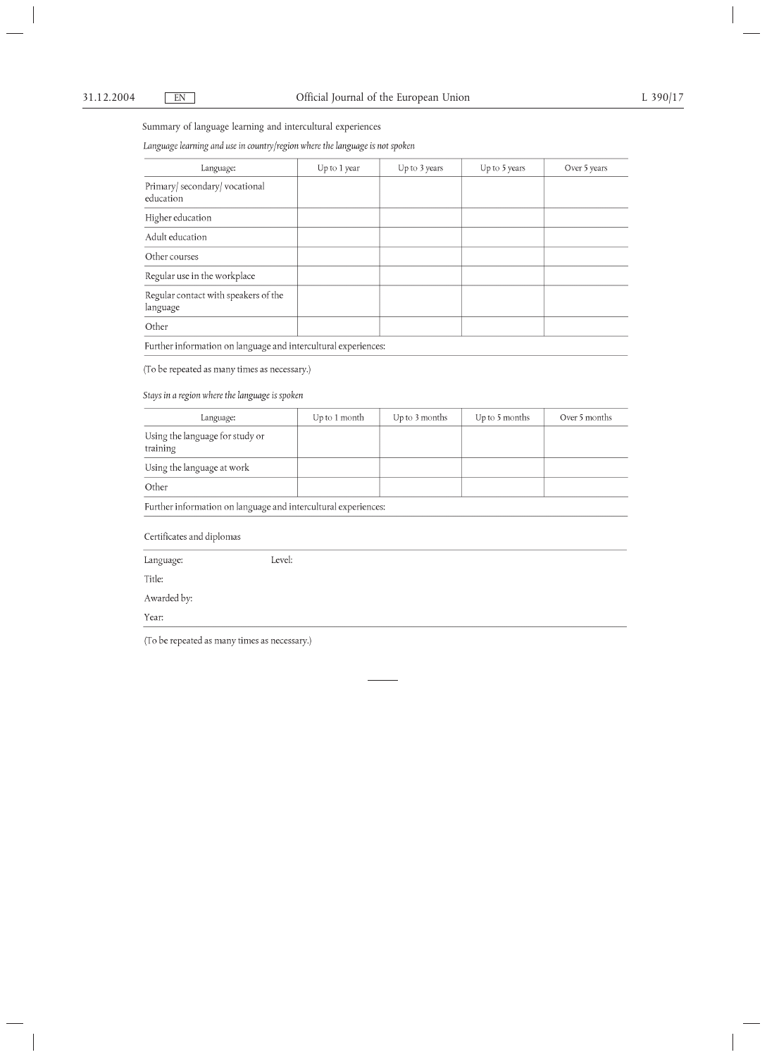Summary of language learning and intercultural experiences

*Language learning and use in country/region where the language is not spoken*

| Language: | Up to 1 year | Up to 3 years | Up to 5 years | Over 5 years |
|---|---|---|---|---|
| Primary/ secondary/ vocational education | | | | |
| Higher education | | | | |
| Adult education | | | | |
| Other courses | | | | |
| Regular use in the workplace | | | | |
| Regular contact with speakers of the language | | | | |
| Other | | | | |

Further information on language and intercultural experiences:

(To be repeated as many times as necessary.)

*Stays in a region where the language is spoken*

| Language: | Up to 1 month | Up to 3 months | Up to 5 months | Over 5 months |
|---|---|---|---|---|
| Using the language for study or training | | | | |
| Using the language at work | | | | |
| Other | | | | |

Further information on language and intercultural experiences:

Certificates and diplomas

Language: Level:

Title:

Awarded by:

Year:

(To be repeated as many times as necessary.)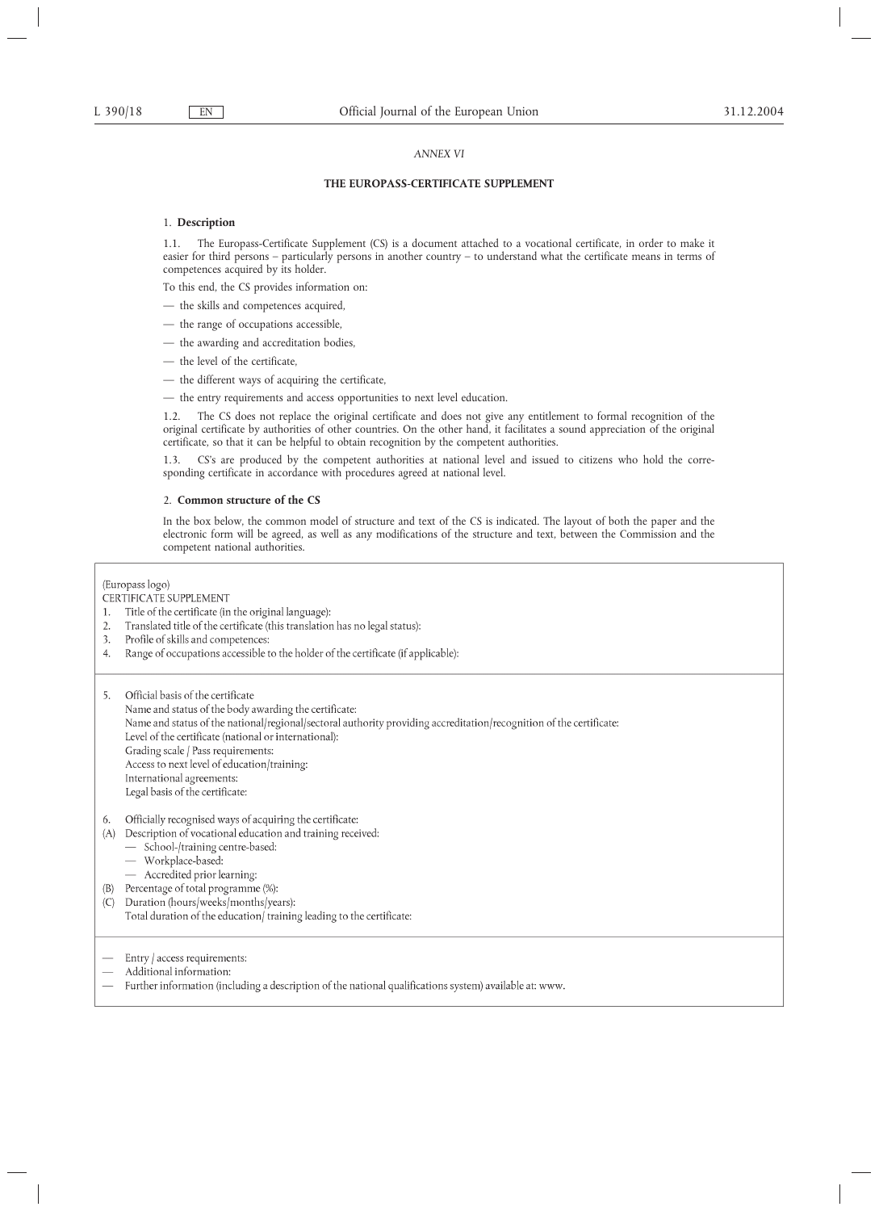*ANNEX VI*

# THE EUROPASS-CERTIFICATE SUPPLEMENT

## 1. **Description**

1.1. The Europass-Certificate Supplement (CS) is a document attached to a vocational certificate, in order to make it easier for third persons – particularly persons in another country – to understand what the certificate means in terms of competences acquired by its holder.

To this end, the CS provides information on:

— the skills and competences acquired,

— the range of occupations accessible,

— the awarding and accreditation bodies,

— the level of the certificate,

— the different ways of acquiring the certificate,

— the entry requirements and access opportunities to next level education.

1.2. The CS does not replace the original certificate and does not give any entitlement to formal recognition of the original certificate by authorities of other countries. On the other hand, it facilitates a sound appreciation of the original certificate, so that it can be helpful to obtain recognition by the competent authorities.

1.3. CS's are produced by the competent authorities at national level and issued to citizens who hold the corresponding certificate in accordance with procedures agreed at national level.

## 2. **Common structure of the CS**

In the box below, the common model of structure and text of the CS is indicated. The layout of both the paper and the electronic form will be agreed, as well as any modifications of the structure and text, between the Commission and the competent national authorities.

---

(Europass logo)
CERTIFICATE SUPPLEMENT

1. Title of the certificate (in the original language):
2. Translated title of the certificate (this translation has no legal status):
3. Profile of skills and competences:
4. Range of occupations accessible to the holder of the certificate (if applicable):

---

5. Official basis of the certificate
   Name and status of the body awarding the certificate:
   Name and status of the national/regional/sectoral authority providing accreditation/recognition of the certificate:
   Level of the certificate (national or international):
   Grading scale / Pass requirements:
   Access to next level of education/training:
   International agreements:
   Legal basis of the certificate:

6. Officially recognised ways of acquiring the certificate:

(A) Description of vocational education and training received:
   — School-/training centre-based:
   — Workplace-based:
   — Accredited prior learning:

(B) Percentage of total programme (%):

(C) Duration (hours/weeks/months/years):
   Total duration of the education/ training leading to the certificate:

---

— Entry / access requirements:

— Additional information:

— Further information (including a description of the national qualifications system) available at: www.

---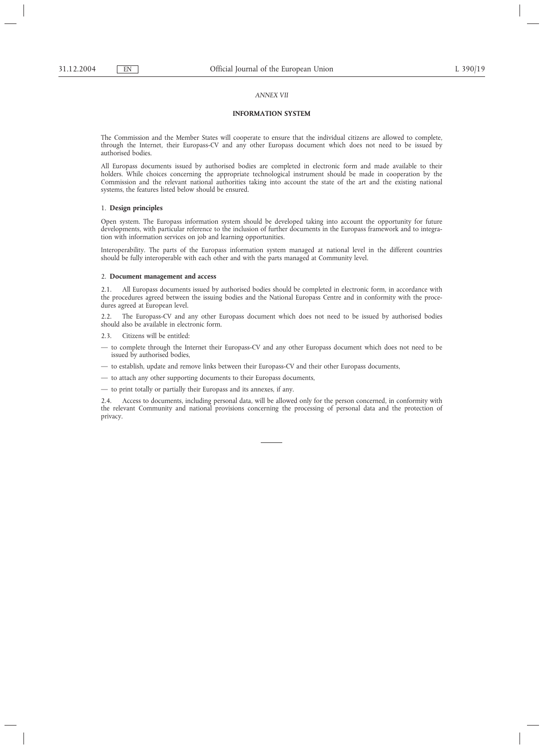*ANNEX VII*

**INFORMATION SYSTEM**

The Commission and the Member States will cooperate to ensure that the individual citizens are allowed to complete, through the Internet, their Europass-CV and any other Europass document which does not need to be issued by authorised bodies.

All Europass documents issued by authorised bodies are completed in electronic form and made available to their holders. While choices concerning the appropriate technological instrument should be made in cooperation by the Commission and the relevant national authorities taking into account the state of the art and the existing national systems, the features listed below should be ensured.

1. **Design principles**

Open system. The Europass information system should be developed taking into account the opportunity for future developments, with particular reference to the inclusion of further documents in the Europass framework and to integration with information services on job and learning opportunities.

Interoperability. The parts of the Europass information system managed at national level in the different countries should be fully interoperable with each other and with the parts managed at Community level.

2. **Document management and access**

2.1. All Europass documents issued by authorised bodies should be completed in electronic form, in accordance with the procedures agreed between the issuing bodies and the National Europass Centre and in conformity with the procedures agreed at European level.

2.2. The Europass-CV and any other Europass document which does not need to be issued by authorised bodies should also be available in electronic form.

2.3. Citizens will be entitled:

— to complete through the Internet their Europass-CV and any other Europass document which does not need to be issued by authorised bodies,

— to establish, update and remove links between their Europass-CV and their other Europass documents,

— to attach any other supporting documents to their Europass documents,

— to print totally or partially their Europass and its annexes, if any.

2.4. Access to documents, including personal data, will be allowed only for the person concerned, in conformity with the relevant Community and national provisions concerning the processing of personal data and the protection of privacy.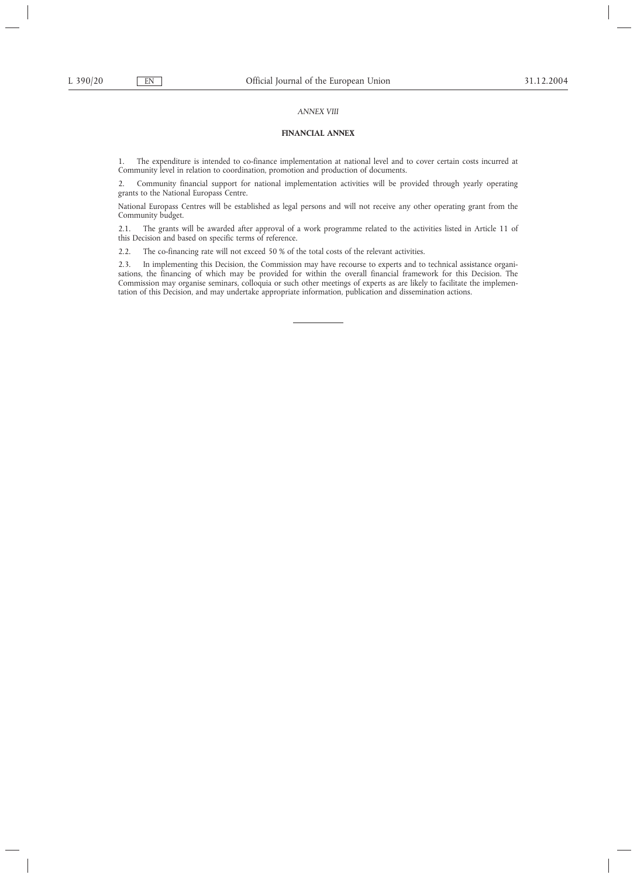*ANNEX VIII*

## FINANCIAL ANNEX

1. The expenditure is intended to co-finance implementation at national level and to cover certain costs incurred at Community level in relation to coordination, promotion and production of documents.

2. Community financial support for national implementation activities will be provided through yearly operating grants to the National Europass Centre.

National Europass Centres will be established as legal persons and will not receive any other operating grant from the Community budget.

2.1. The grants will be awarded after approval of a work programme related to the activities listed in Article 11 of this Decision and based on specific terms of reference.

2.2. The co-financing rate will not exceed 50 % of the total costs of the relevant activities.

2.3. In implementing this Decision, the Commission may have recourse to experts and to technical assistance organisations, the financing of which may be provided for within the overall financial framework for this Decision. The Commission may organise seminars, colloquia or such other meetings of experts as are likely to facilitate the implementation of this Decision, and may undertake appropriate information, publication and dissemination actions.